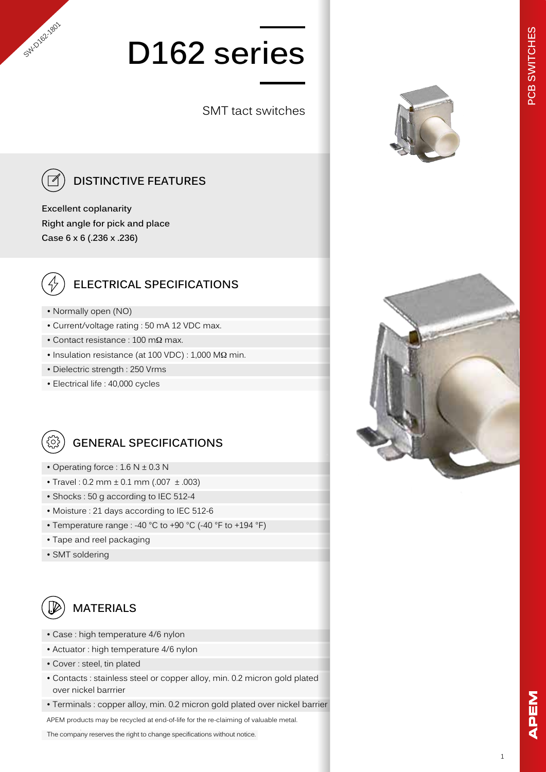# D162 series

SMT tact switches

## DISTINCTIVE FEATURES

**Excellent coplanarity**
**Right angle for pick and place**
**Case 6 x 6 (.236 x .236)**

## ELECTRICAL SPECIFICATIONS

- Normally open (NO)
- Current/voltage rating : 50 mA 12 VDC max.
- Contact resistance : 100 mΩ max.
- Insulation resistance (at 100 VDC) : 1,000 MΩ min.
- Dielectric strength : 250 Vrms
- Electrical life : 40,000 cycles

## GENERAL SPECIFICATIONS

- Operating force : 1.6 N ± 0.3 N
- Travel : 0.2 mm ± 0.1 mm (.007 ± .003)
- Shocks : 50 g according to IEC 512-4
- Moisture : 21 days according to IEC 512-6
- Temperature range : -40 °C to +90 °C (-40 °F to +194 °F)
- Tape and reel packaging
- SMT soldering

## MATERIALS

- Case : high temperature 4/6 nylon
- Actuator : high temperature 4/6 nylon
- Cover : steel, tin plated
- Contacts : stainless steel or copper alloy, min. 0.2 micron gold plated over nickel barrrier
- Terminals : copper alloy, min. 0.2 micron gold plated over nickel barrier

APEM products may be recycled at end-of-life for the re-claiming of valuable metal.

The company reserves the right to change specifications without notice.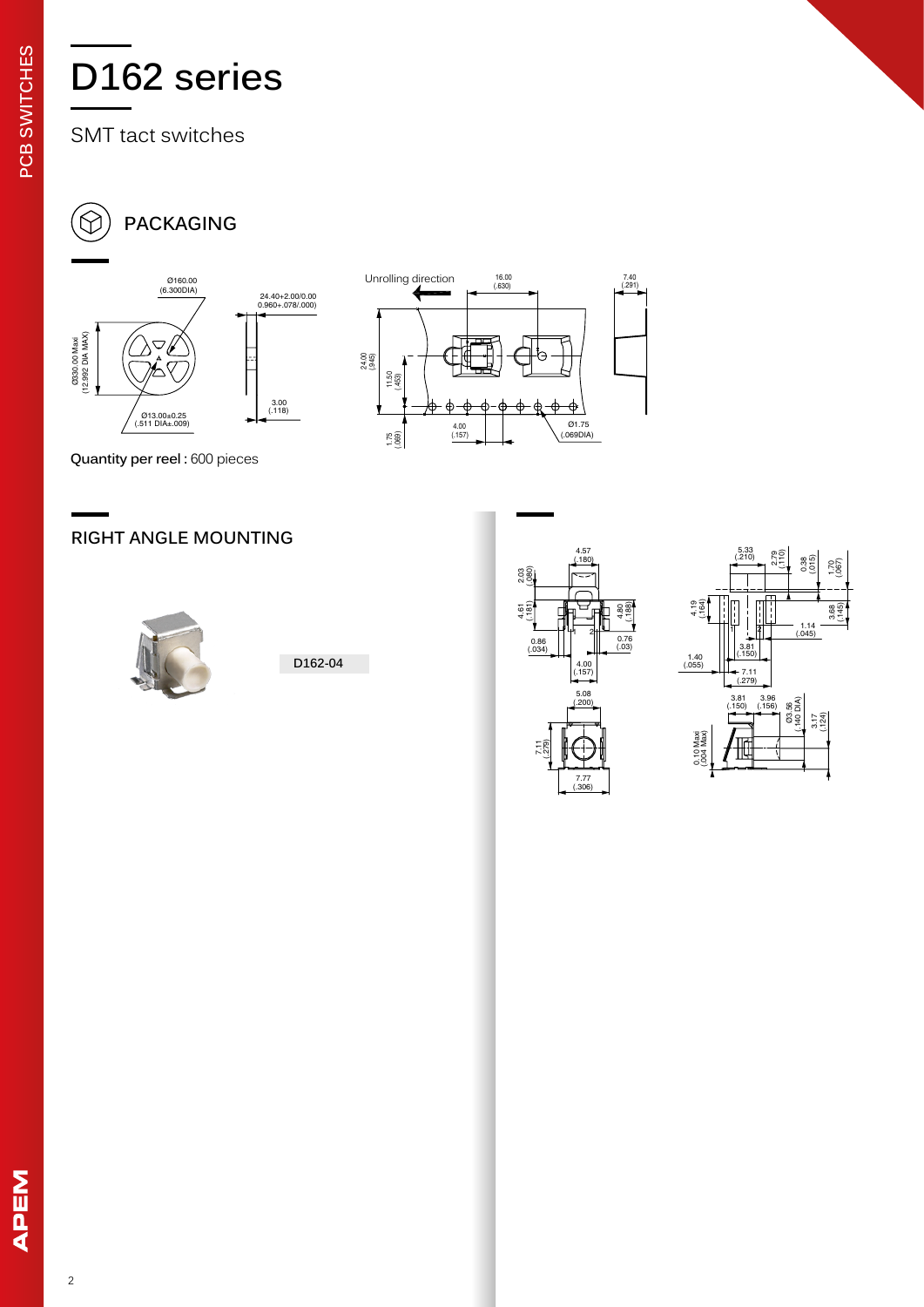# D162 series

SMT tact switches

## PACKAGING

Ø160.00
(6.300DIA)

24.40+2.00/0.00
0.960+.078/.000)

Ø330.00 Maxi
(12.992 DIA MAX)

Ø13.00±0.25
(.511 DIA±.009)

3.00
(.118)

Unrolling direction

16.00
(.630)

7.40
(.291)

24.00
(.945)

11.50
(.453)

1.75
(.069)

4.00
(.157)

Ø1.75
(.069DIA)

**Quantity per reel :** 600 pieces

## RIGHT ANGLE MOUNTING

D162-04

4.57
(.180)

2.03
(.080)

4.61
(.181)

4.80
(.188)

0.86
(.034)

0.76
(.03)

4.00
(.157)

5.08
(.200)

7.11
(.279)

7.77
(.306)

5.33
(.210)

2.79
(.110)

0.38
(.015)

1.70
(.067)

4.19
(.164)

3.68
(.145)

1.14
(.045)

3.81
(.150)

1.40
(.055)

7.11
(.279)

3.81
(.150)

3.96
(.156)

Ø3.56
(.140 DIA)

3.17
(.124)

0.10 Maxi
(.004 Max)